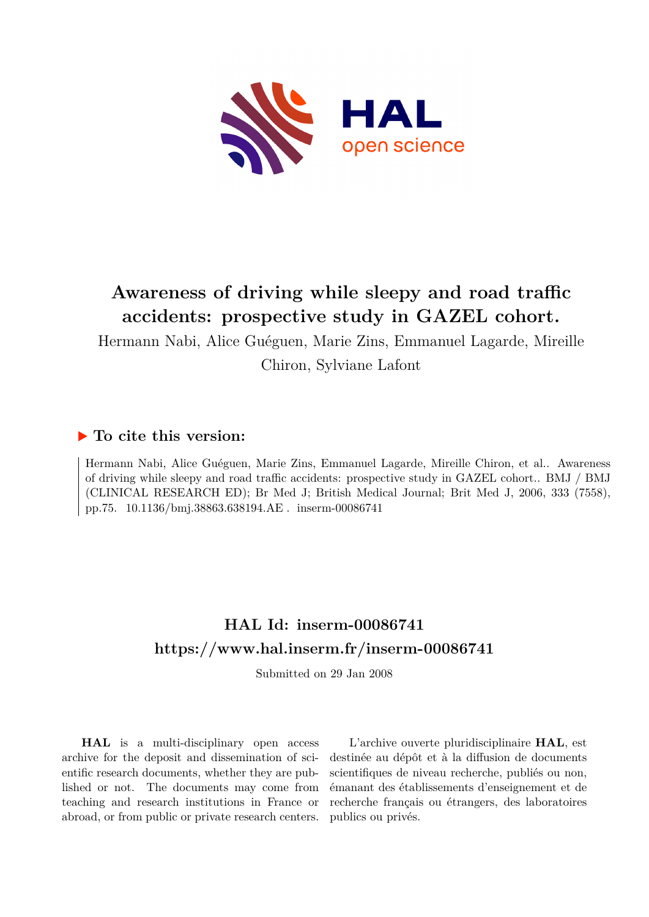# Awareness of driving while sleepy and road traffic accidents: prospective study in GAZEL cohort.

Hermann Nabi, Alice Guéguen, Marie Zins, Emmanuel Lagarde, Mireille Chiron, Sylviane Lafont

## ▶ To cite this version:

Hermann Nabi, Alice Guéguen, Marie Zins, Emmanuel Lagarde, Mireille Chiron, et al.. Awareness of driving while sleepy and road traffic accidents: prospective study in GAZEL cohort.. BMJ / BMJ (CLINICAL RESEARCH ED); Br Med J; British Medical Journal; Brit Med J, 2006, 333 (7558), pp.75. 10.1136/bmj.38863.638194.AE . inserm-00086741

## HAL Id: inserm-00086741
## https://www.hal.inserm.fr/inserm-00086741

Submitted on 29 Jan 2008

**HAL** is a multi-disciplinary open access archive for the deposit and dissemination of scientific research documents, whether they are published or not. The documents may come from teaching and research institutions in France or abroad, or from public or private research centers.

L'archive ouverte pluridisciplinaire **HAL**, est destinée au dépôt et à la diffusion de documents scientifiques de niveau recherche, publiés ou non, émanant des établissements d'enseignement et de recherche français ou étrangers, des laboratoires publics ou privés.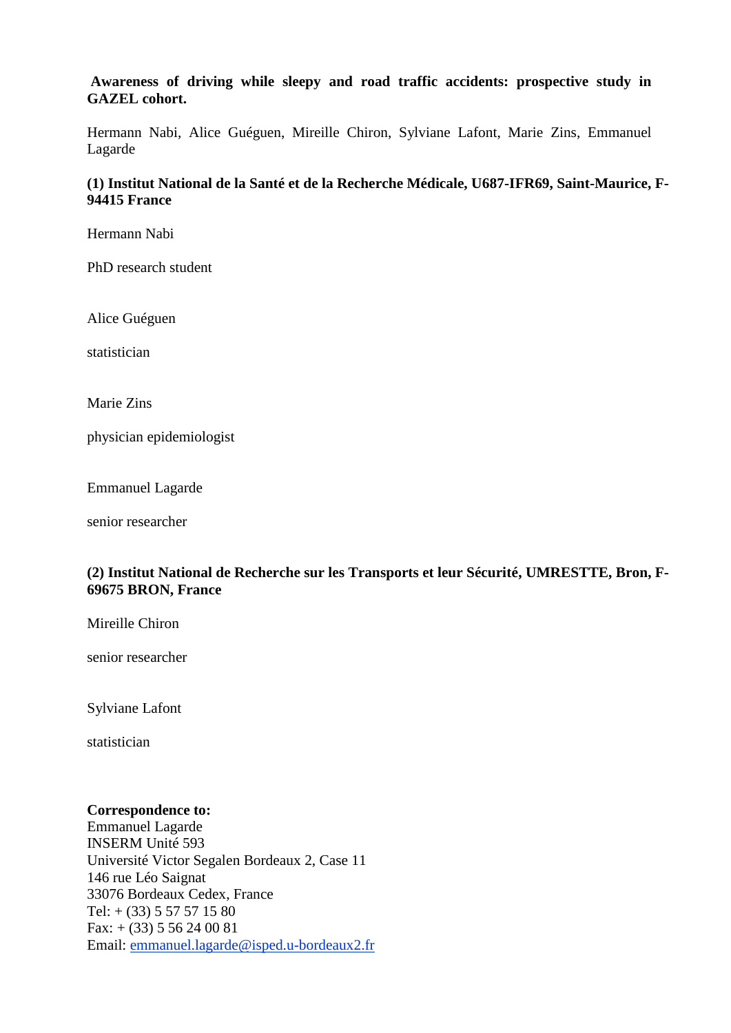**Awareness of driving while sleepy and road traffic accidents: prospective study in GAZEL cohort.**

Hermann Nabi, Alice Guéguen, Mireille Chiron, Sylviane Lafont, Marie Zins, Emmanuel Lagarde

**(1) Institut National de la Santé et de la Recherche Médicale, U687-IFR69, Saint-Maurice, F-94415 France**

Hermann Nabi

PhD research student

Alice Guéguen

statistician

Marie Zins

physician epidemiologist

Emmanuel Lagarde

senior researcher

**(2) Institut National de Recherche sur les Transports et leur Sécurité, UMRESTTE, Bron, F-69675 BRON, France**

Mireille Chiron

senior researcher

Sylviane Lafont

statistician

**Correspondence to:**
Emmanuel Lagarde
INSERM Unité 593
Université Victor Segalen Bordeaux 2, Case 11
146 rue Léo Saignat
33076 Bordeaux Cedex, France
Tel: + (33) 5 57 57 15 80
Fax: + (33) 5 56 24 00 81
Email: emmanuel.lagarde@isped.u-bordeaux2.fr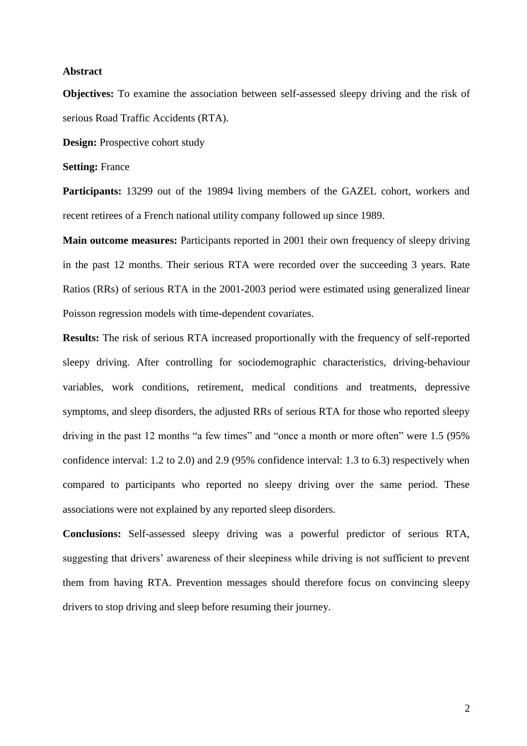## Abstract

**Objectives:** To examine the association between self-assessed sleepy driving and the risk of serious Road Traffic Accidents (RTA).

**Design:** Prospective cohort study

**Setting:** France

**Participants:** 13299 out of the 19894 living members of the GAZEL cohort, workers and recent retirees of a French national utility company followed up since 1989.

**Main outcome measures:** Participants reported in 2001 their own frequency of sleepy driving in the past 12 months. Their serious RTA were recorded over the succeeding 3 years. Rate Ratios (RRs) of serious RTA in the 2001-2003 period were estimated using generalized linear Poisson regression models with time-dependent covariates.

**Results:** The risk of serious RTA increased proportionally with the frequency of self-reported sleepy driving. After controlling for sociodemographic characteristics, driving-behaviour variables, work conditions, retirement, medical conditions and treatments, depressive symptoms, and sleep disorders, the adjusted RRs of serious RTA for those who reported sleepy driving in the past 12 months "a few times" and "once a month or more often" were 1.5 (95% confidence interval: 1.2 to 2.0) and 2.9 (95% confidence interval: 1.3 to 6.3) respectively when compared to participants who reported no sleepy driving over the same period. These associations were not explained by any reported sleep disorders.

**Conclusions:** Self-assessed sleepy driving was a powerful predictor of serious RTA, suggesting that drivers' awareness of their sleepiness while driving is not sufficient to prevent them from having RTA. Prevention messages should therefore focus on convincing sleepy drivers to stop driving and sleep before resuming their journey.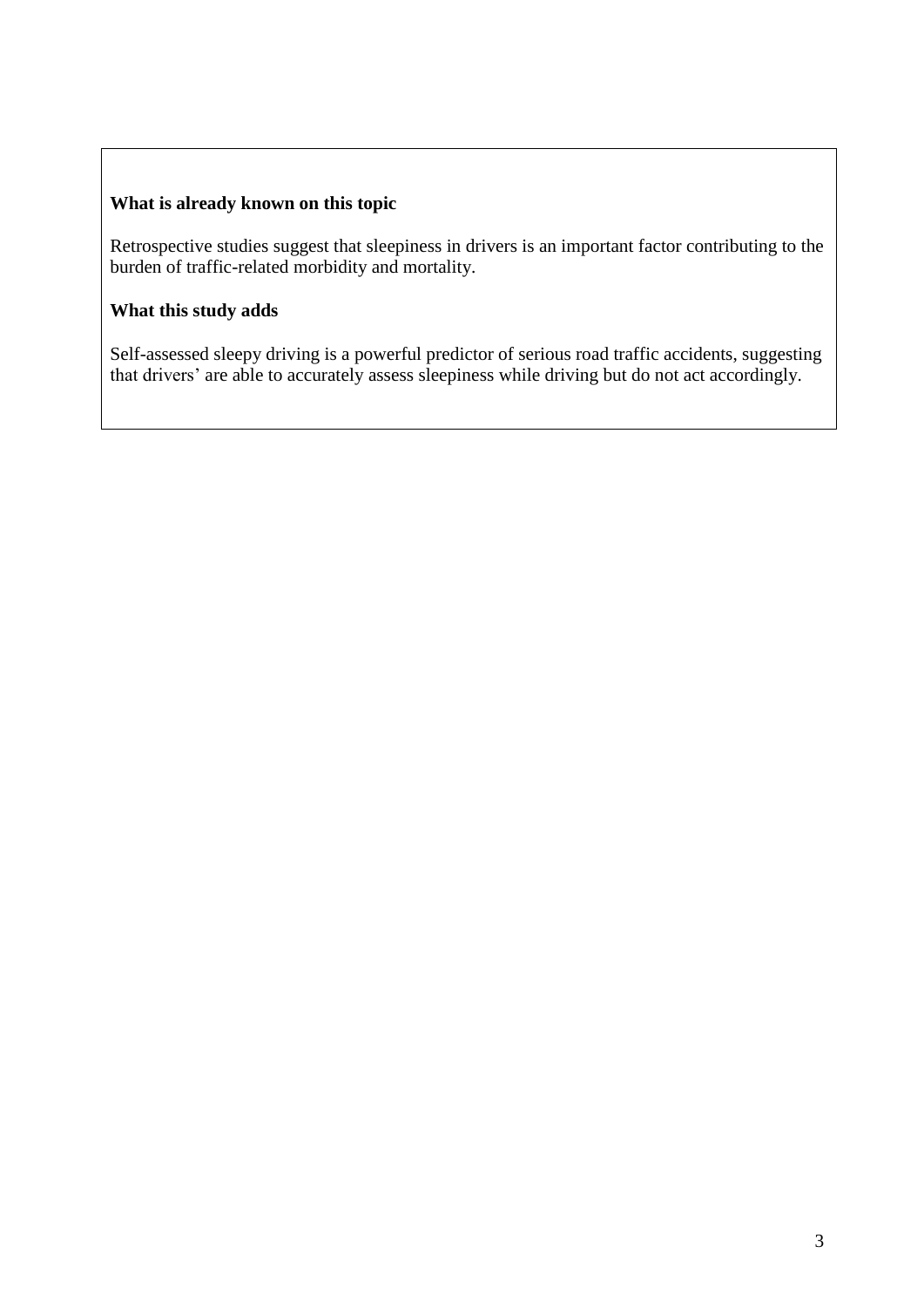**What is already known on this topic**

Retrospective studies suggest that sleepiness in drivers is an important factor contributing to the burden of traffic-related morbidity and mortality.

**What this study adds**

Self-assessed sleepy driving is a powerful predictor of serious road traffic accidents, suggesting that drivers' are able to accurately assess sleepiness while driving but do not act accordingly.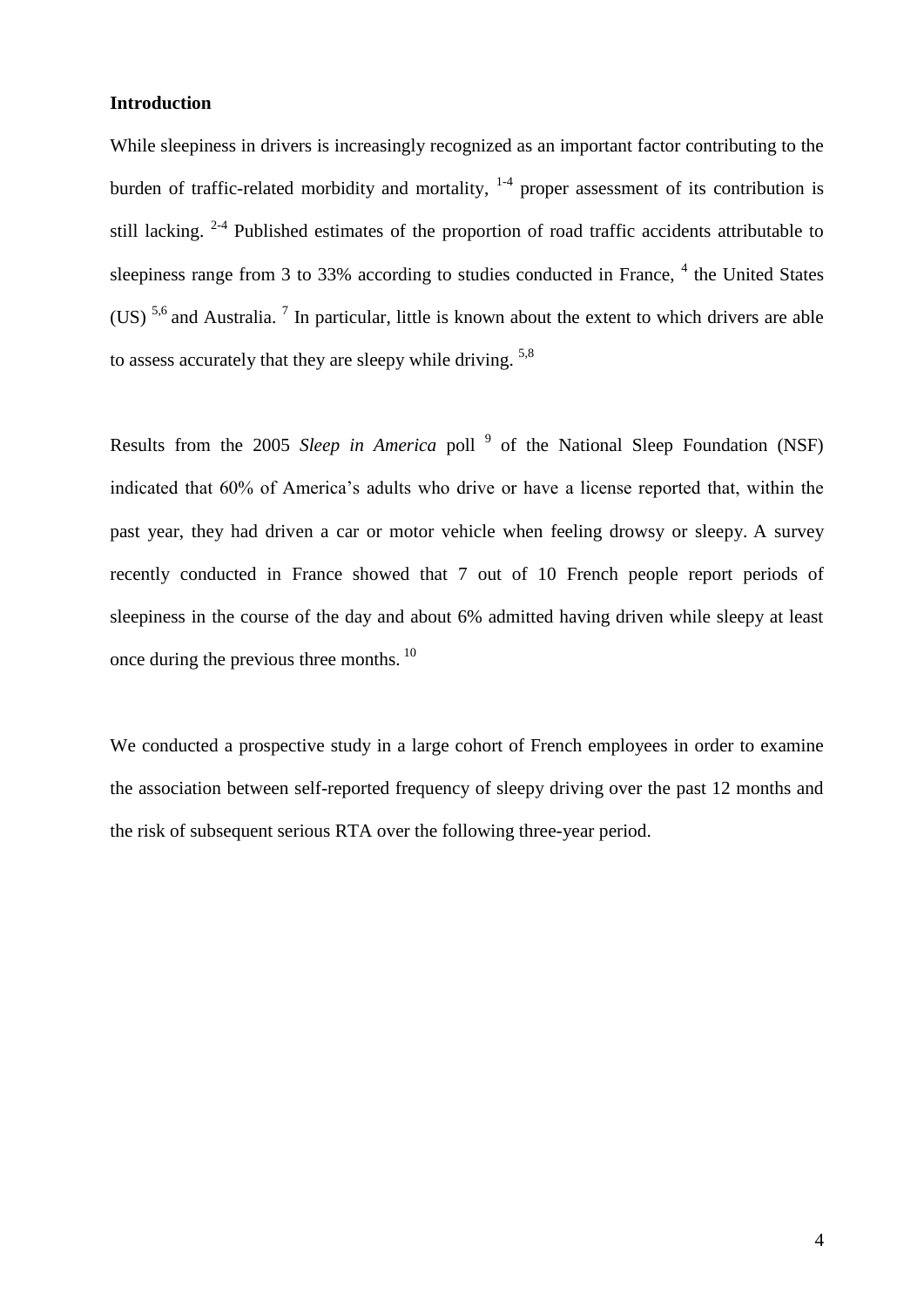## Introduction

While sleepiness in drivers is increasingly recognized as an important factor contributing to the burden of traffic-related morbidity and mortality, [1-4] proper assessment of its contribution is still lacking. [2-4] Published estimates of the proportion of road traffic accidents attributable to sleepiness range from 3 to 33% according to studies conducted in France, [4] the United States (US) [5,6] and Australia. [7] In particular, little is known about the extent to which drivers are able to assess accurately that they are sleepy while driving. [5,8]

Results from the 2005 *Sleep in America* poll [9] of the National Sleep Foundation (NSF) indicated that 60% of America's adults who drive or have a license reported that, within the past year, they had driven a car or motor vehicle when feeling drowsy or sleepy. A survey recently conducted in France showed that 7 out of 10 French people report periods of sleepiness in the course of the day and about 6% admitted having driven while sleepy at least once during the previous three months. [10]

We conducted a prospective study in a large cohort of French employees in order to examine the association between self-reported frequency of sleepy driving over the past 12 months and the risk of subsequent serious RTA over the following three-year period.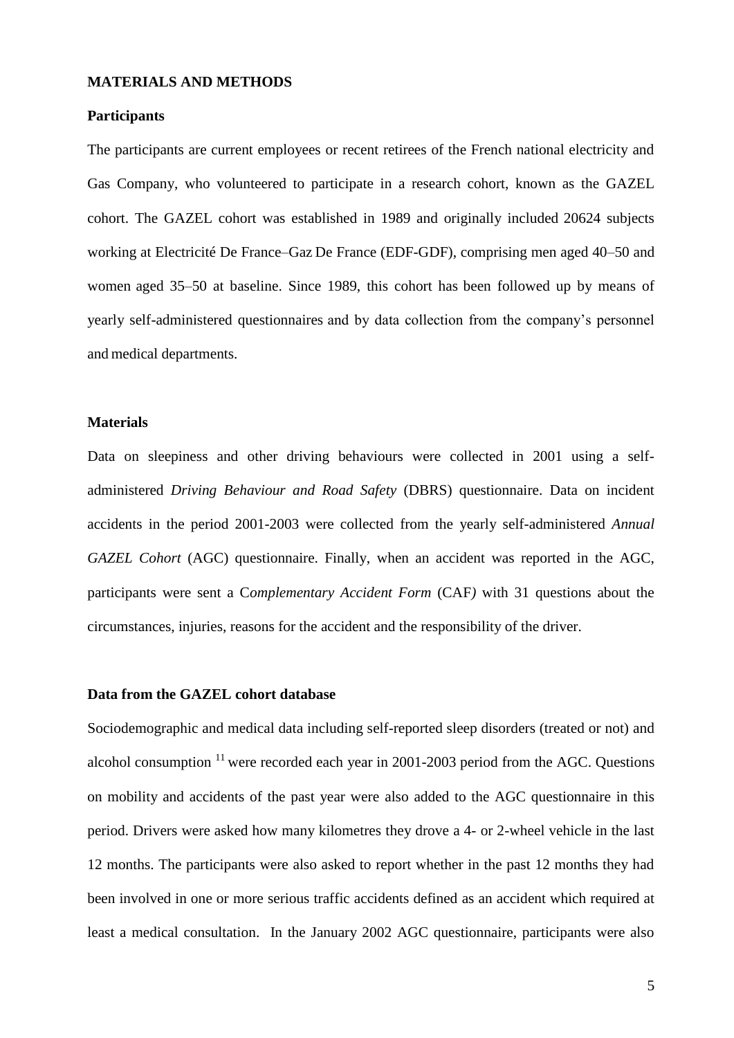## MATERIALS AND METHODS

### Participants

The participants are current employees or recent retirees of the French national electricity and Gas Company, who volunteered to participate in a research cohort, known as the GAZEL cohort. The GAZEL cohort was established in 1989 and originally included 20624 subjects working at Electricité De France–Gaz De France (EDF-GDF), comprising men aged 40–50 and women aged 35–50 at baseline. Since 1989, this cohort has been followed up by means of yearly self-administered questionnaires and by data collection from the company's personnel and medical departments.

### Materials

Data on sleepiness and other driving behaviours were collected in 2001 using a self-administered *Driving Behaviour and Road Safety* (DBRS) questionnaire. Data on incident accidents in the period 2001-2003 were collected from the yearly self-administered *Annual GAZEL Cohort* (AGC) questionnaire. Finally, when an accident was reported in the AGC, participants were sent a C*omplementary Accident Form* (CAF*)* with 31 questions about the circumstances, injuries, reasons for the accident and the responsibility of the driver.

### Data from the GAZEL cohort database

Sociodemographic and medical data including self-reported sleep disorders (treated or not) and alcohol consumption [11] were recorded each year in 2001-2003 period from the AGC. Questions on mobility and accidents of the past year were also added to the AGC questionnaire in this period. Drivers were asked how many kilometres they drove a 4- or 2-wheel vehicle in the last 12 months. The participants were also asked to report whether in the past 12 months they had been involved in one or more serious traffic accidents defined as an accident which required at least a medical consultation. In the January 2002 AGC questionnaire, participants were also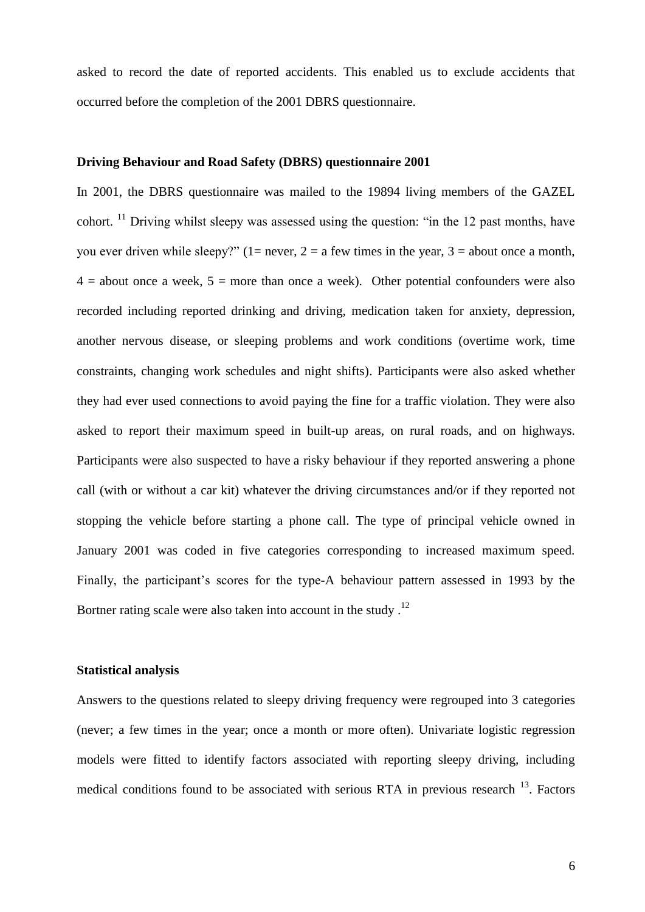asked to record the date of reported accidents. This enabled us to exclude accidents that occurred before the completion of the 2001 DBRS questionnaire.

### Driving Behaviour and Road Safety (DBRS) questionnaire 2001

In 2001, the DBRS questionnaire was mailed to the 19894 living members of the GAZEL cohort. [11] Driving whilst sleepy was assessed using the question: "in the 12 past months, have you ever driven while sleepy?" (1= never, 2 = a few times in the year, 3 = about once a month, 4 = about once a week, 5 = more than once a week). Other potential confounders were also recorded including reported drinking and driving, medication taken for anxiety, depression, another nervous disease, or sleeping problems and work conditions (overtime work, time constraints, changing work schedules and night shifts). Participants were also asked whether they had ever used connections to avoid paying the fine for a traffic violation. They were also asked to report their maximum speed in built-up areas, on rural roads, and on highways. Participants were also suspected to have a risky behaviour if they reported answering a phone call (with or without a car kit) whatever the driving circumstances and/or if they reported not stopping the vehicle before starting a phone call. The type of principal vehicle owned in January 2001 was coded in five categories corresponding to increased maximum speed. Finally, the participant's scores for the type-A behaviour pattern assessed in 1993 by the Bortner rating scale were also taken into account in the study .[12]

### Statistical analysis

Answers to the questions related to sleepy driving frequency were regrouped into 3 categories (never; a few times in the year; once a month or more often). Univariate logistic regression models were fitted to identify factors associated with reporting sleepy driving, including medical conditions found to be associated with serious RTA in previous research [13]. Factors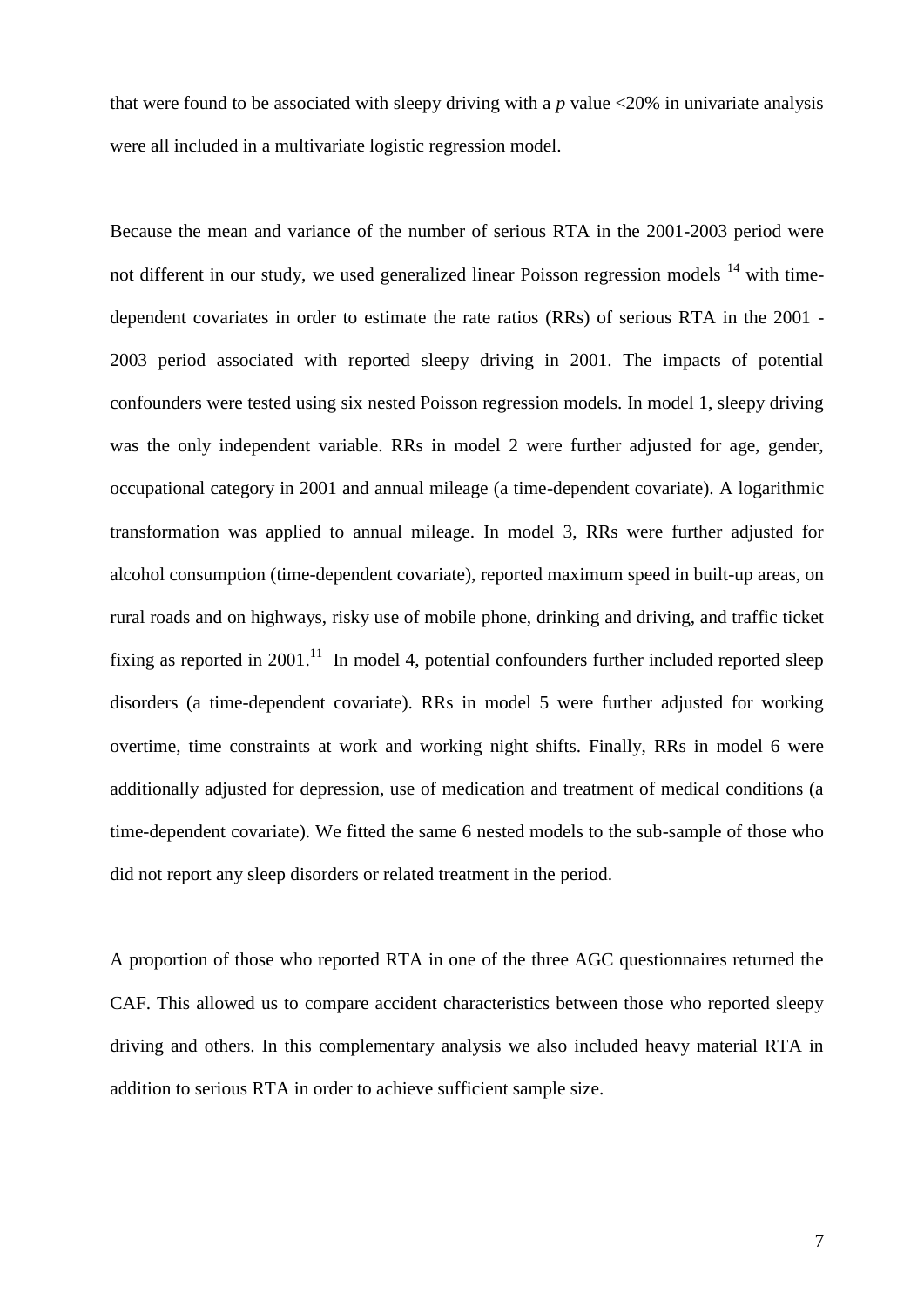that were found to be associated with sleepy driving with a *p* value <20% in univariate analysis were all included in a multivariate logistic regression model.

Because the mean and variance of the number of serious RTA in the 2001-2003 period were not different in our study, we used generalized linear Poisson regression models [14] with time-dependent covariates in order to estimate the rate ratios (RRs) of serious RTA in the 2001 - 2003 period associated with reported sleepy driving in 2001. The impacts of potential confounders were tested using six nested Poisson regression models. In model 1, sleepy driving was the only independent variable. RRs in model 2 were further adjusted for age, gender, occupational category in 2001 and annual mileage (a time-dependent covariate). A logarithmic transformation was applied to annual mileage. In model 3, RRs were further adjusted for alcohol consumption (time-dependent covariate), reported maximum speed in built-up areas, on rural roads and on highways, risky use of mobile phone, drinking and driving, and traffic ticket fixing as reported in 2001.[11] In model 4, potential confounders further included reported sleep disorders (a time-dependent covariate). RRs in model 5 were further adjusted for working overtime, time constraints at work and working night shifts. Finally, RRs in model 6 were additionally adjusted for depression, use of medication and treatment of medical conditions (a time-dependent covariate). We fitted the same 6 nested models to the sub-sample of those who did not report any sleep disorders or related treatment in the period.

A proportion of those who reported RTA in one of the three AGC questionnaires returned the CAF. This allowed us to compare accident characteristics between those who reported sleepy driving and others. In this complementary analysis we also included heavy material RTA in addition to serious RTA in order to achieve sufficient sample size.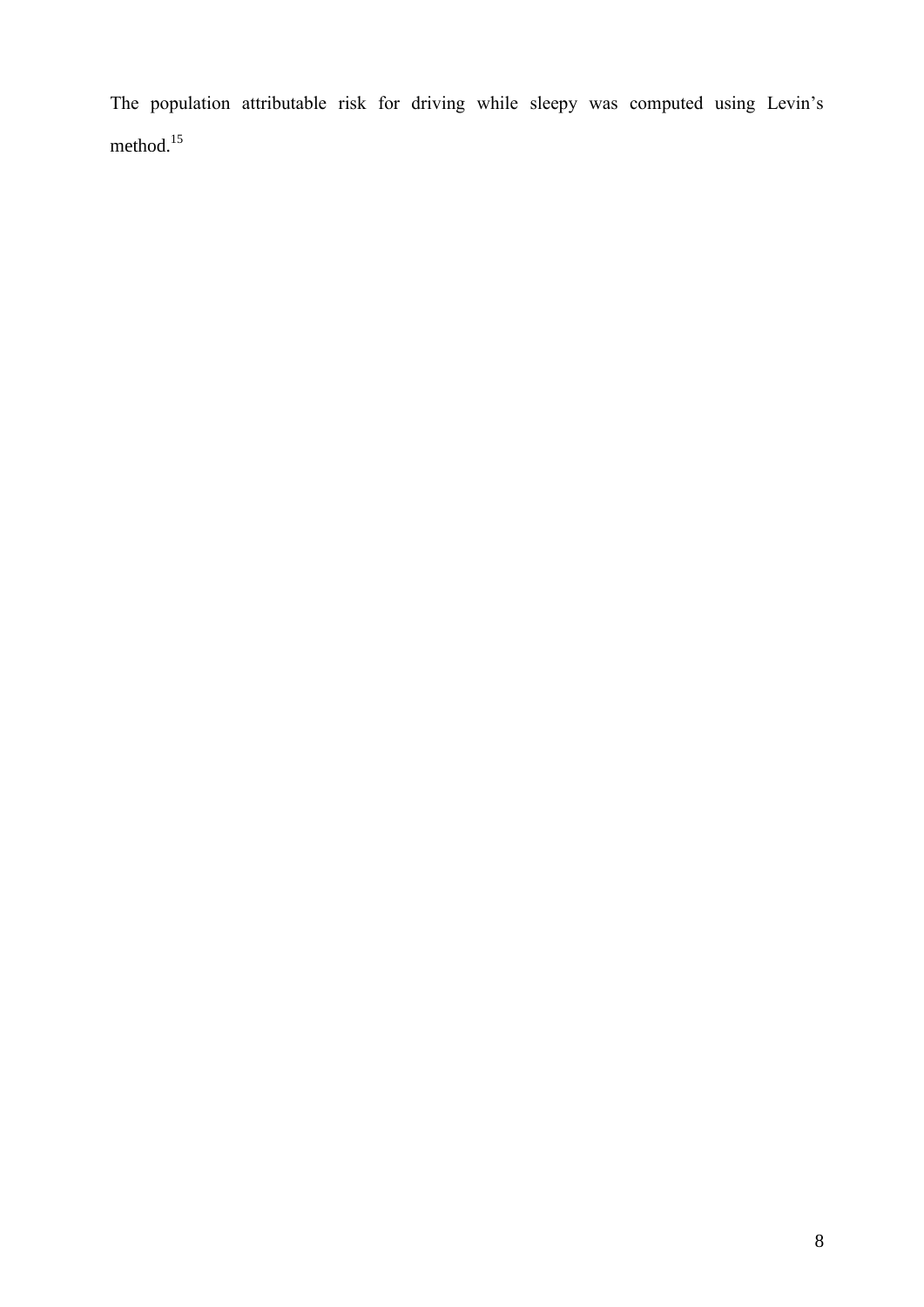The population attributable risk for driving while sleepy was computed using Levin's method.[15]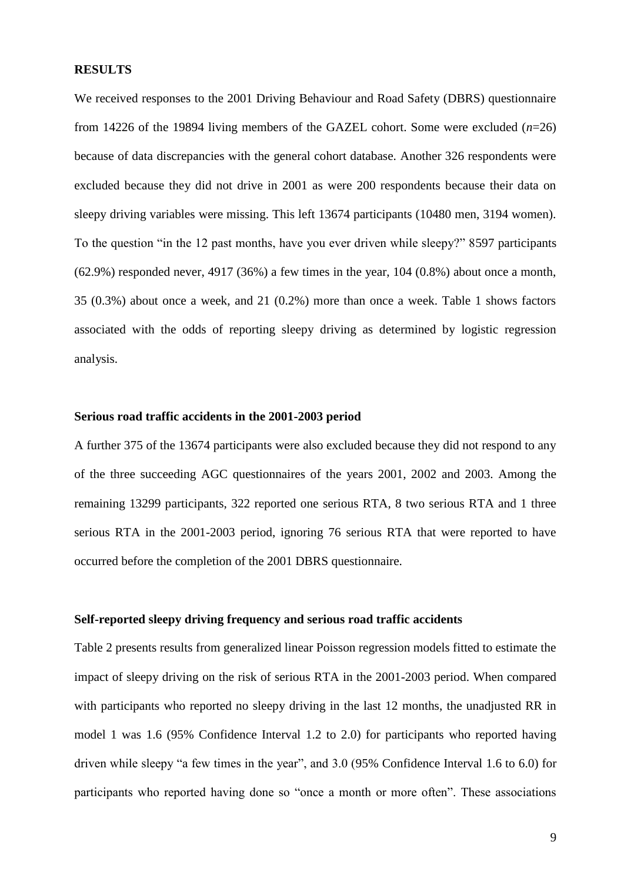## RESULTS

We received responses to the 2001 Driving Behaviour and Road Safety (DBRS) questionnaire from 14226 of the 19894 living members of the GAZEL cohort. Some were excluded (*n*=26) because of data discrepancies with the general cohort database. Another 326 respondents were excluded because they did not drive in 2001 as were 200 respondents because their data on sleepy driving variables were missing. This left 13674 participants (10480 men, 3194 women). To the question "in the 12 past months, have you ever driven while sleepy?" 8597 participants (62.9%) responded never, 4917 (36%) a few times in the year, 104 (0.8%) about once a month, 35 (0.3%) about once a week, and 21 (0.2%) more than once a week. Table 1 shows factors associated with the odds of reporting sleepy driving as determined by logistic regression analysis.

### Serious road traffic accidents in the 2001-2003 period

A further 375 of the 13674 participants were also excluded because they did not respond to any of the three succeeding AGC questionnaires of the years 2001, 2002 and 2003. Among the remaining 13299 participants, 322 reported one serious RTA, 8 two serious RTA and 1 three serious RTA in the 2001-2003 period, ignoring 76 serious RTA that were reported to have occurred before the completion of the 2001 DBRS questionnaire.

### Self-reported sleepy driving frequency and serious road traffic accidents

Table 2 presents results from generalized linear Poisson regression models fitted to estimate the impact of sleepy driving on the risk of serious RTA in the 2001-2003 period. When compared with participants who reported no sleepy driving in the last 12 months, the unadjusted RR in model 1 was 1.6 (95% Confidence Interval 1.2 to 2.0) for participants who reported having driven while sleepy "a few times in the year", and 3.0 (95% Confidence Interval 1.6 to 6.0) for participants who reported having done so "once a month or more often". These associations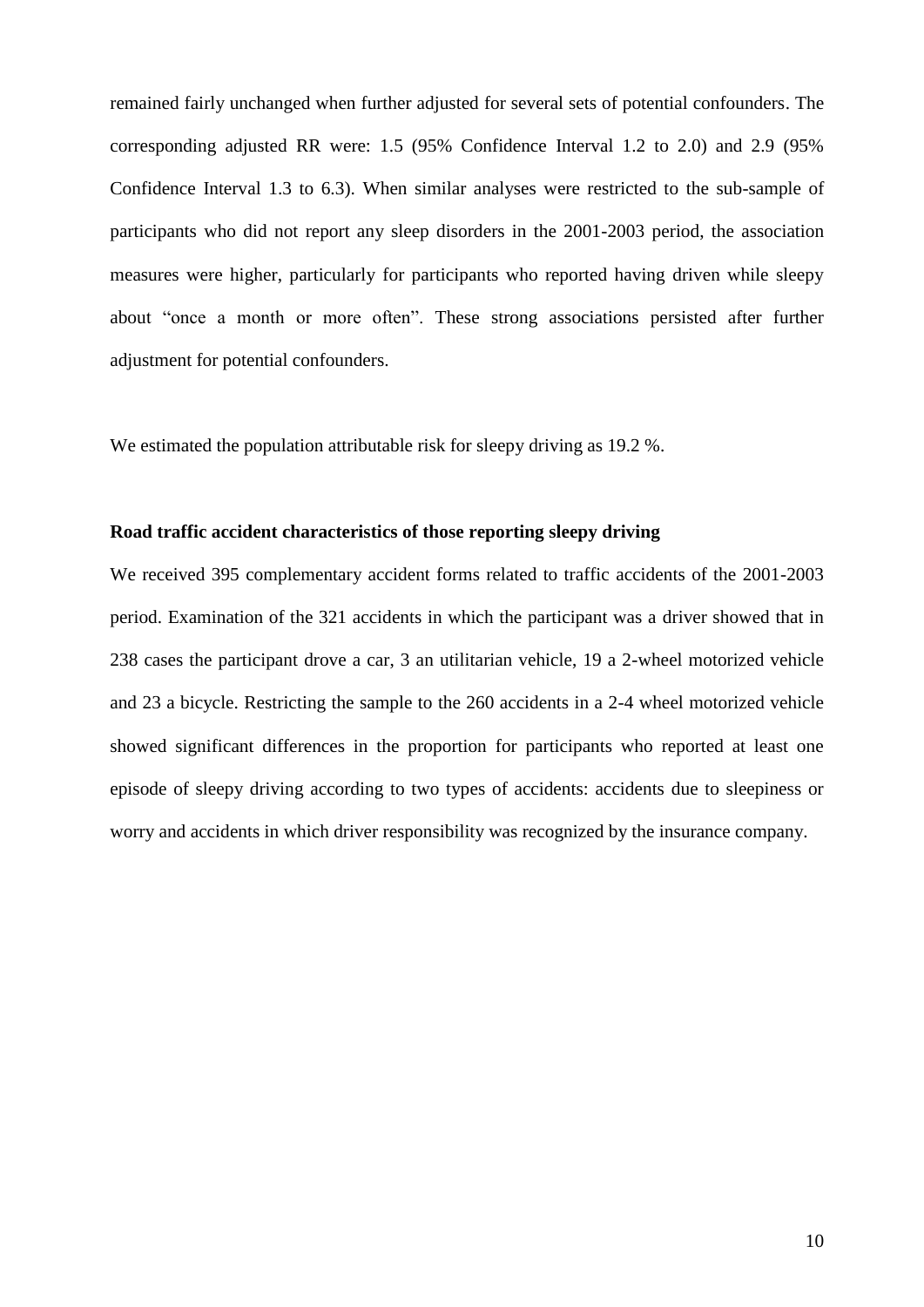remained fairly unchanged when further adjusted for several sets of potential confounders. The corresponding adjusted RR were: 1.5 (95% Confidence Interval 1.2 to 2.0) and 2.9 (95% Confidence Interval 1.3 to 6.3). When similar analyses were restricted to the sub-sample of participants who did not report any sleep disorders in the 2001-2003 period, the association measures were higher, particularly for participants who reported having driven while sleepy about "once a month or more often". These strong associations persisted after further adjustment for potential confounders.

We estimated the population attributable risk for sleepy driving as 19.2 %.

**Road traffic accident characteristics of those reporting sleepy driving**

We received 395 complementary accident forms related to traffic accidents of the 2001-2003 period. Examination of the 321 accidents in which the participant was a driver showed that in 238 cases the participant drove a car, 3 an utilitarian vehicle, 19 a 2-wheel motorized vehicle and 23 a bicycle. Restricting the sample to the 260 accidents in a 2-4 wheel motorized vehicle showed significant differences in the proportion for participants who reported at least one episode of sleepy driving according to two types of accidents: accidents due to sleepiness or worry and accidents in which driver responsibility was recognized by the insurance company.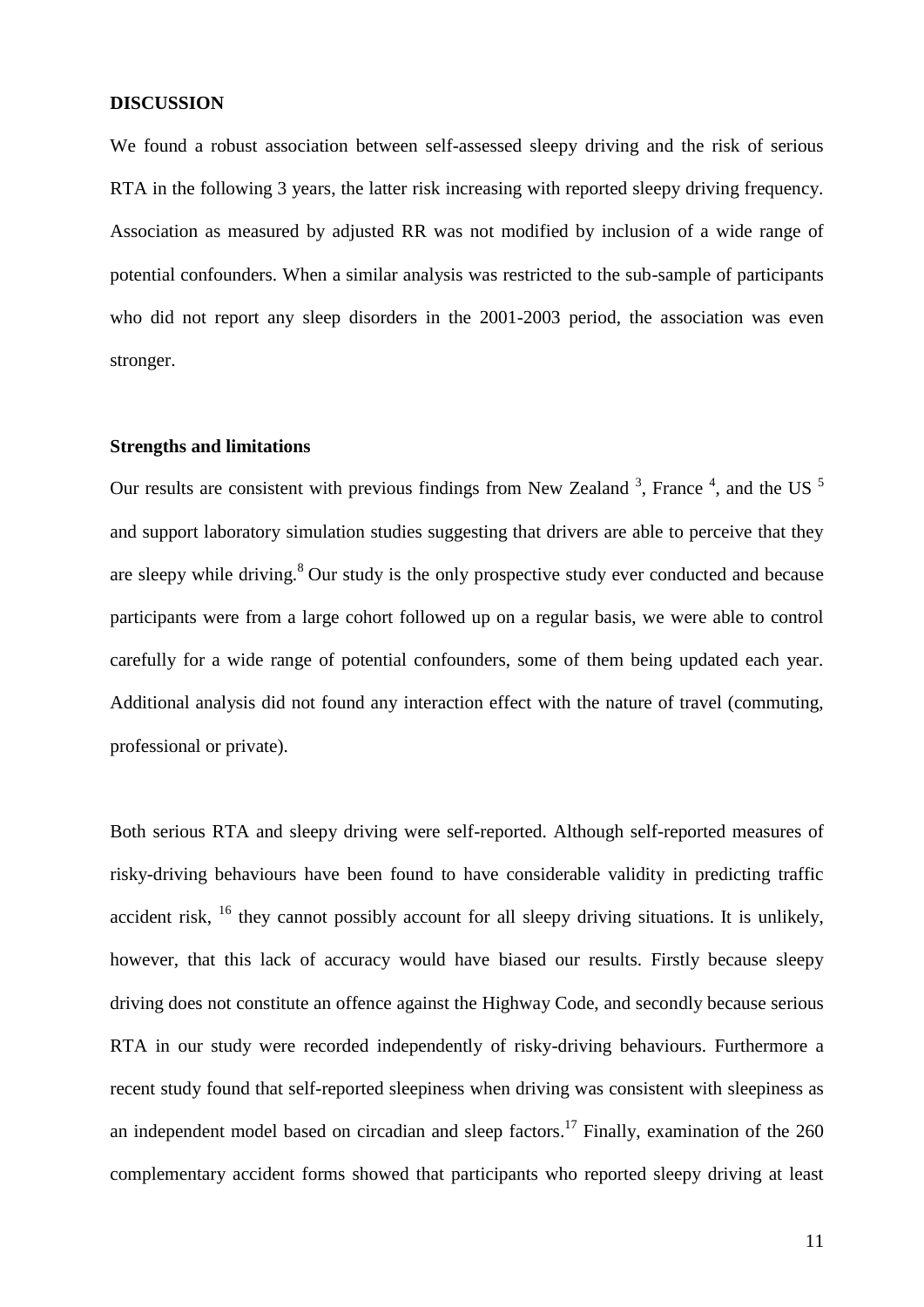## DISCUSSION

We found a robust association between self-assessed sleepy driving and the risk of serious RTA in the following 3 years, the latter risk increasing with reported sleepy driving frequency. Association as measured by adjusted RR was not modified by inclusion of a wide range of potential confounders. When a similar analysis was restricted to the sub-sample of participants who did not report any sleep disorders in the 2001-2003 period, the association was even stronger.

### Strengths and limitations

Our results are consistent with previous findings from New Zealand [3], France [4], and the US [5] and support laboratory simulation studies suggesting that drivers are able to perceive that they are sleepy while driving.[8] Our study is the only prospective study ever conducted and because participants were from a large cohort followed up on a regular basis, we were able to control carefully for a wide range of potential confounders, some of them being updated each year. Additional analysis did not found any interaction effect with the nature of travel (commuting, professional or private).

Both serious RTA and sleepy driving were self-reported. Although self-reported measures of risky-driving behaviours have been found to have considerable validity in predicting traffic accident risk, [16] they cannot possibly account for all sleepy driving situations. It is unlikely, however, that this lack of accuracy would have biased our results. Firstly because sleepy driving does not constitute an offence against the Highway Code, and secondly because serious RTA in our study were recorded independently of risky-driving behaviours. Furthermore a recent study found that self-reported sleepiness when driving was consistent with sleepiness as an independent model based on circadian and sleep factors.[17] Finally, examination of the 260 complementary accident forms showed that participants who reported sleepy driving at least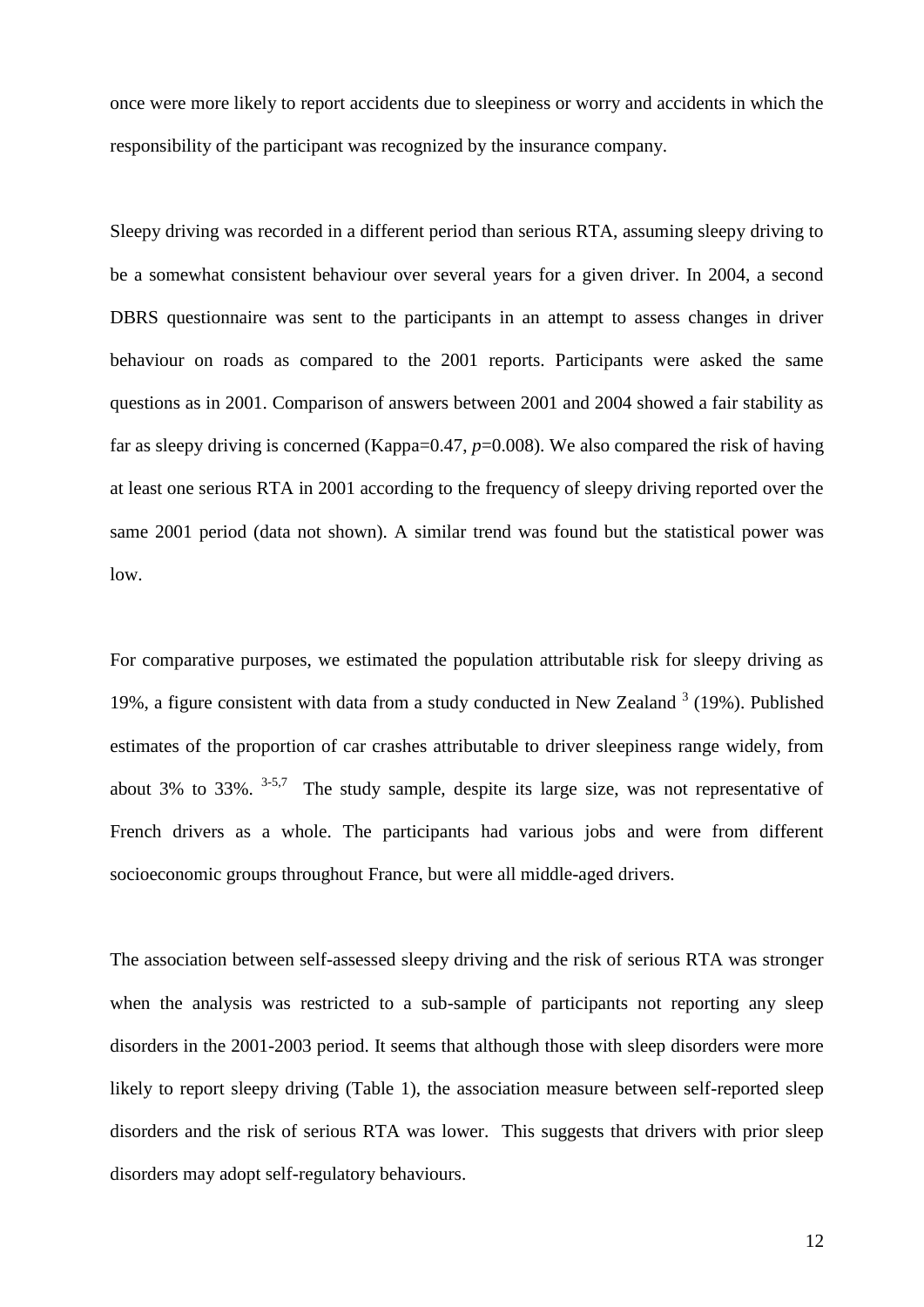once were more likely to report accidents due to sleepiness or worry and accidents in which the responsibility of the participant was recognized by the insurance company.

Sleepy driving was recorded in a different period than serious RTA, assuming sleepy driving to be a somewhat consistent behaviour over several years for a given driver. In 2004, a second DBRS questionnaire was sent to the participants in an attempt to assess changes in driver behaviour on roads as compared to the 2001 reports. Participants were asked the same questions as in 2001. Comparison of answers between 2001 and 2004 showed a fair stability as far as sleepy driving is concerned (Kappa=0.47, $p$=0.008). We also compared the risk of having at least one serious RTA in 2001 according to the frequency of sleepy driving reported over the same 2001 period (data not shown). A similar trend was found but the statistical power was low.

For comparative purposes, we estimated the population attributable risk for sleepy driving as 19%, a figure consistent with data from a study conducted in New Zealand [3] (19%). Published estimates of the proportion of car crashes attributable to driver sleepiness range widely, from about 3% to 33%. [3-5,7] The study sample, despite its large size, was not representative of French drivers as a whole. The participants had various jobs and were from different socioeconomic groups throughout France, but were all middle-aged drivers.

The association between self-assessed sleepy driving and the risk of serious RTA was stronger when the analysis was restricted to a sub-sample of participants not reporting any sleep disorders in the 2001-2003 period. It seems that although those with sleep disorders were more likely to report sleepy driving (Table 1), the association measure between self-reported sleep disorders and the risk of serious RTA was lower. This suggests that drivers with prior sleep disorders may adopt self-regulatory behaviours.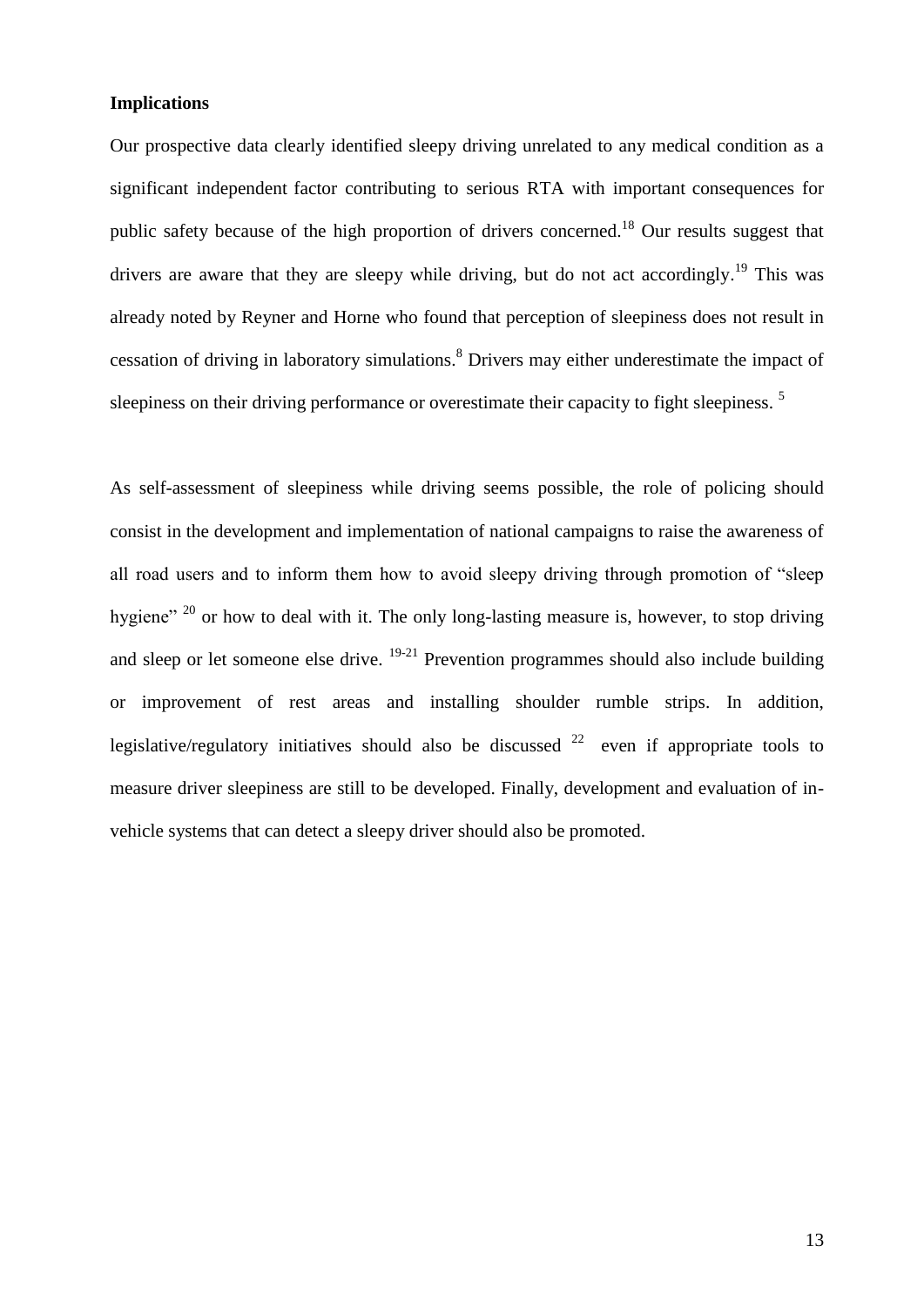**Implications**

Our prospective data clearly identified sleepy driving unrelated to any medical condition as a significant independent factor contributing to serious RTA with important consequences for public safety because of the high proportion of drivers concerned.[18] Our results suggest that drivers are aware that they are sleepy while driving, but do not act accordingly.[19] This was already noted by Reyner and Horne who found that perception of sleepiness does not result in cessation of driving in laboratory simulations.[8] Drivers may either underestimate the impact of sleepiness on their driving performance or overestimate their capacity to fight sleepiness. [5]

As self-assessment of sleepiness while driving seems possible, the role of policing should consist in the development and implementation of national campaigns to raise the awareness of all road users and to inform them how to avoid sleepy driving through promotion of "sleep hygiene" [20] or how to deal with it. The only long-lasting measure is, however, to stop driving and sleep or let someone else drive. [19-21] Prevention programmes should also include building or improvement of rest areas and installing shoulder rumble strips. In addition, legislative/regulatory initiatives should also be discussed [22] even if appropriate tools to measure driver sleepiness are still to be developed. Finally, development and evaluation of in-vehicle systems that can detect a sleepy driver should also be promoted.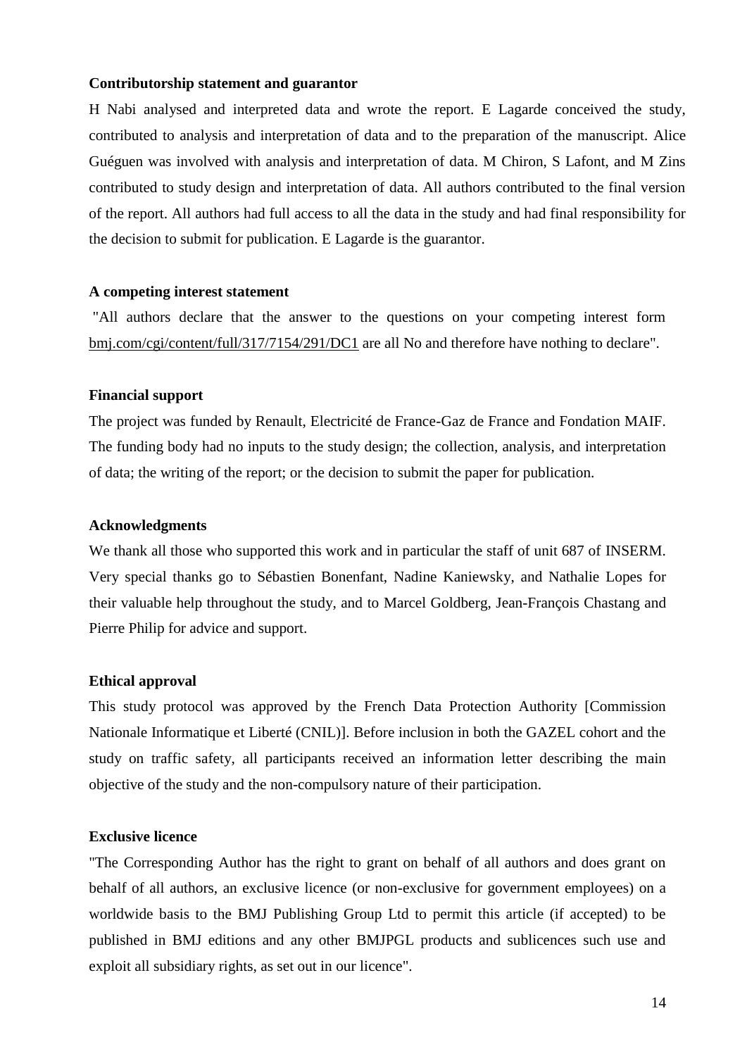**Contributorship statement and guarantor**

H Nabi analysed and interpreted data and wrote the report. E Lagarde conceived the study, contributed to analysis and interpretation of data and to the preparation of the manuscript. Alice Guéguen was involved with analysis and interpretation of data. M Chiron, S Lafont, and M Zins contributed to study design and interpretation of data. All authors contributed to the final version of the report. All authors had full access to all the data in the study and had final responsibility for the decision to submit for publication. E Lagarde is the guarantor.

**A competing interest statement**

"All authors declare that the answer to the questions on your competing interest form bmj.com/cgi/content/full/317/7154/291/DC1 are all No and therefore have nothing to declare".

**Financial support**

The project was funded by Renault, Electricité de France-Gaz de France and Fondation MAIF. The funding body had no inputs to the study design; the collection, analysis, and interpretation of data; the writing of the report; or the decision to submit the paper for publication.

**Acknowledgments**

We thank all those who supported this work and in particular the staff of unit 687 of INSERM. Very special thanks go to Sébastien Bonenfant, Nadine Kaniewsky, and Nathalie Lopes for their valuable help throughout the study, and to Marcel Goldberg, Jean-François Chastang and Pierre Philip for advice and support.

**Ethical approval**

This study protocol was approved by the French Data Protection Authority [Commission Nationale Informatique et Liberté (CNIL)]. Before inclusion in both the GAZEL cohort and the study on traffic safety, all participants received an information letter describing the main objective of the study and the non-compulsory nature of their participation.

**Exclusive licence**

"The Corresponding Author has the right to grant on behalf of all authors and does grant on behalf of all authors, an exclusive licence (or non-exclusive for government employees) on a worldwide basis to the BMJ Publishing Group Ltd to permit this article (if accepted) to be published in BMJ editions and any other BMJPGL products and sublicences such use and exploit all subsidiary rights, as set out in our licence".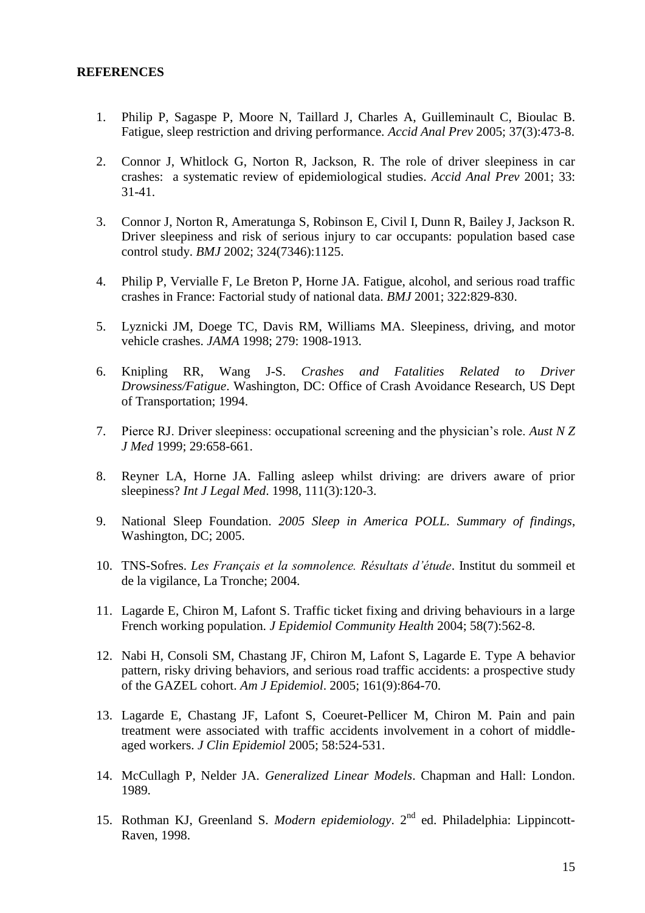**REFERENCES**

1. Philip P, Sagaspe P, Moore N, Taillard J, Charles A, Guilleminault C, Bioulac B. Fatigue, sleep restriction and driving performance. *Accid Anal Prev* 2005; 37(3):473-8.

2. Connor J, Whitlock G, Norton R, Jackson, R. The role of driver sleepiness in car crashes: a systematic review of epidemiological studies. *Accid Anal Prev* 2001; 33: 31-41.

3. Connor J, Norton R, Ameratunga S, Robinson E, Civil I, Dunn R, Bailey J, Jackson R. Driver sleepiness and risk of serious injury to car occupants: population based case control study. *BMJ* 2002; 324(7346):1125.

4. Philip P, Vervialle F, Le Breton P, Horne JA. Fatigue, alcohol, and serious road traffic crashes in France: Factorial study of national data. *BMJ* 2001; 322:829-830.

5. Lyznicki JM, Doege TC, Davis RM, Williams MA. Sleepiness, driving, and motor vehicle crashes. *JAMA* 1998; 279: 1908-1913.

6. Knipling RR, Wang J-S. *Crashes and Fatalities Related to Driver Drowsiness/Fatigue*. Washington, DC: Office of Crash Avoidance Research, US Dept of Transportation; 1994.

7. Pierce RJ. Driver sleepiness: occupational screening and the physician's role. *Aust N Z J Med* 1999; 29:658-661.

8. Reyner LA, Horne JA. Falling asleep whilst driving: are drivers aware of prior sleepiness? *Int J Legal Med*. 1998, 111(3):120-3.

9. National Sleep Foundation. *2005 Sleep in America POLL. Summary of findings*, Washington, DC; 2005.

10. TNS-Sofres. *Les Français et la somnolence. Résultats d'étude*. Institut du sommeil et de la vigilance, La Tronche; 2004.

11. Lagarde E, Chiron M, Lafont S. Traffic ticket fixing and driving behaviours in a large French working population. *J Epidemiol Community Health* 2004; 58(7):562-8.

12. Nabi H, Consoli SM, Chastang JF, Chiron M, Lafont S, Lagarde E. Type A behavior pattern, risky driving behaviors, and serious road traffic accidents: a prospective study of the GAZEL cohort. *Am J Epidemiol*. 2005; 161(9):864-70.

13. Lagarde E, Chastang JF, Lafont S, Coeuret-Pellicer M, Chiron M. Pain and pain treatment were associated with traffic accidents involvement in a cohort of middle-aged workers. *J Clin Epidemiol* 2005; 58:524-531.

14. McCullagh P, Nelder JA. *Generalized Linear Models*. Chapman and Hall: London. 1989.

15. Rothman KJ, Greenland S. *Modern epidemiology*. 2nd ed. Philadelphia: Lippincott-Raven, 1998.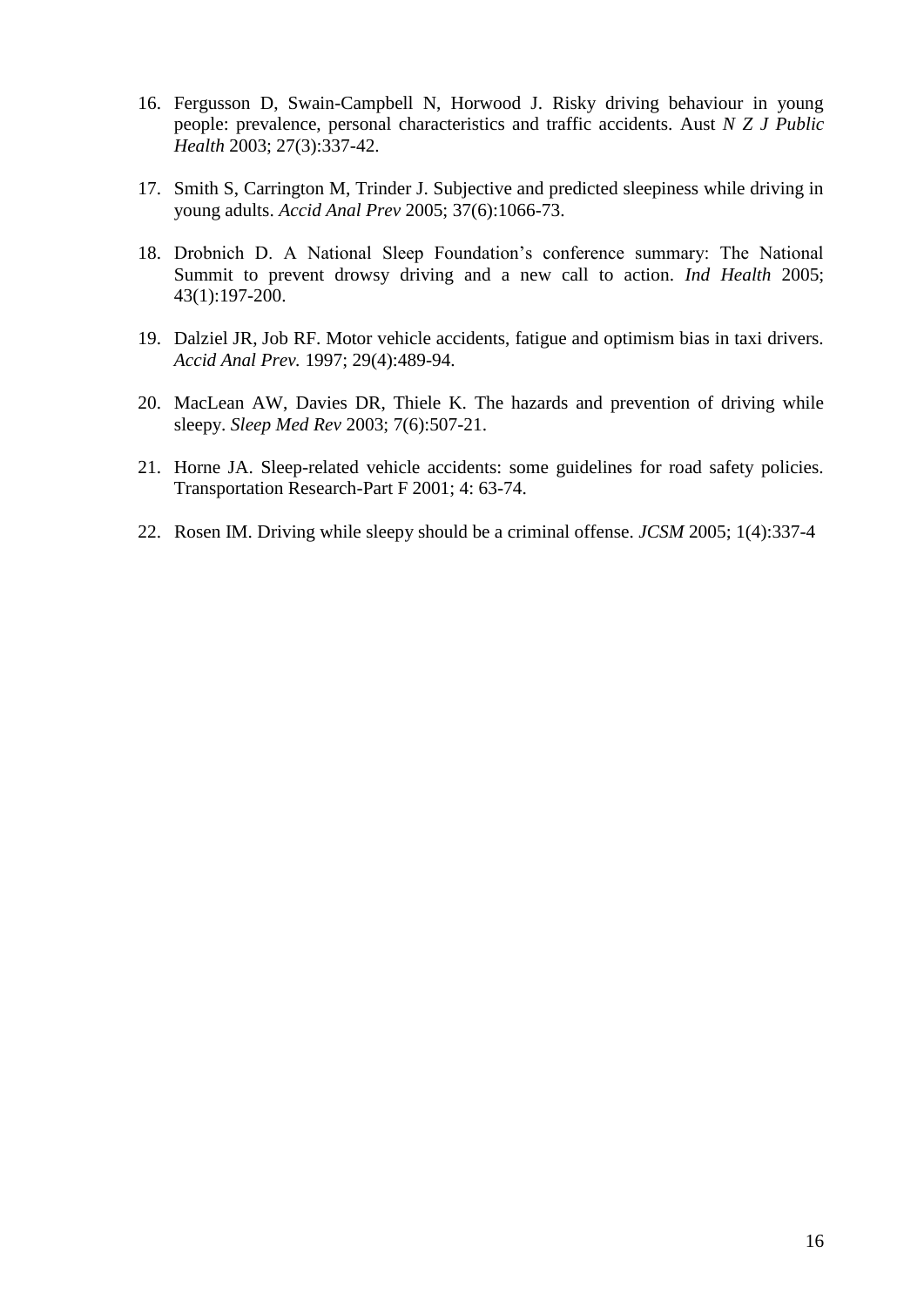16. Fergusson D, Swain-Campbell N, Horwood J. Risky driving behaviour in young people: prevalence, personal characteristics and traffic accidents. Aust *N Z J Public Health* 2003; 27(3):337-42.

17. Smith S, Carrington M, Trinder J. Subjective and predicted sleepiness while driving in young adults. *Accid Anal Prev* 2005; 37(6):1066-73.

18. Drobnich D. A National Sleep Foundation's conference summary: The National Summit to prevent drowsy driving and a new call to action. *Ind Health* 2005; 43(1):197-200.

19. Dalziel JR, Job RF. Motor vehicle accidents, fatigue and optimism bias in taxi drivers. *Accid Anal Prev.* 1997; 29(4):489-94.

20. MacLean AW, Davies DR, Thiele K. The hazards and prevention of driving while sleepy. *Sleep Med Rev* 2003; 7(6):507-21.

21. Horne JA. Sleep-related vehicle accidents: some guidelines for road safety policies. Transportation Research-Part F 2001; 4: 63-74.

22. Rosen IM. Driving while sleepy should be a criminal offense. *JCSM* 2005; 1(4):337-4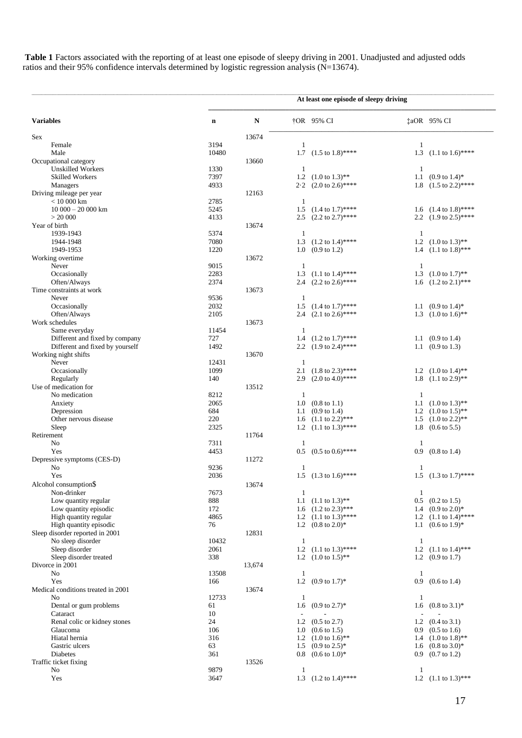**Table 1** Factors associated with the reporting of at least one episode of sleepy driving in 2001. Unadjusted and adjusted odds ratios and their 95% confidence intervals determined by logistic regression analysis (N=13674).

| | | | At least one episode of sleepy driving | |
|---|---|---|---|---|
| **Variables** | **n** | **N** | †OR 95% CI | ‡aOR 95% CI |
| Sex | | 13674 | | |
| Female | 3194 | | 1 | 1 |
| Male | 10480 | | 1.7 (1.5 to 1.8)**** | 1.3 (1.1 to 1.6)**** |
| Occupational category | | 13660 | | |
| Unskilled Workers | 1330 | | 1 | 1 |
| Skilled Workers | 7397 | | 1.2 (1.0 to 1.3)** | 1.1 (0.9 to 1.4)* |
| Managers | 4933 | | 2·2 (2.0 to 2.6)**** | 1.8 (1.5 to 2.2)**** |
| Driving mileage per year | | 12163 | | |
| < 10 000 km | 2785 | | 1 | |
| 10 000 – 20 000 km | 5245 | | 1.5 (1.4 to 1.7)**** | 1.6 (1.4 to 1.8)**** |
| > 20 000 | 4133 | | 2.5 (2.2 to 2.7)**** | 2.2 (1.9 to 2.5)**** |
| Year of birth | | 13674 | | |
| 1939-1943 | 5374 | | 1 | 1 |
| 1944-1948 | 7080 | | 1.3 (1.2 to 1.4)**** | 1.2 (1.0 to 1.3)** |
| 1949-1953 | 1220 | | 1.0 (0.9 to 1.2) | 1.4 (1.1 to 1.8)*** |
| Working overtime | | 13672 | | |
| Never | 9015 | | 1 | 1 |
| Occasionally | 2283 | | 1.3 (1.1 to 1.4)**** | 1.3 (1.0 to 1.7)** |
| Often/Always | 2374 | | 2.4 (2.2 to 2.6)**** | 1.6 (1.2 to 2.1)*** |
| Time constraints at work | | 13673 | | |
| Never | 9536 | | 1 | |
| Occasionally | 2032 | | 1.5 (1.4 to 1.7)**** | 1.1 (0.9 to 1.4)* |
| Often/Always | 2105 | | 2.4 (2.1 to 2.6)**** | 1.3 (1.0 to 1.6)** |
| Work schedules | | 13673 | | |
| Same everyday | 11454 | | 1 | |
| Different and fixed by company | 727 | | 1.4 (1.2 to 1.7)**** | 1.1 (0.9 to 1.4) |
| Different and fixed by yourself | 1492 | | 2.2 (1.9 to 2.4)**** | 1.1 (0.9 to 1.3) |
| Working night shifts | | 13670 | | |
| Never | 12431 | | 1 | |
| Occasionally | 1099 | | 2.1 (1.8 to 2.3)**** | 1.2 (1.0 to 1.4)** |
| Regularly | 140 | | 2.9 (2.0 to 4.0)**** | 1.8 (1.1 to 2.9)** |
| Use of medication for | | 13512 | | |
| No medication | 8212 | | 1 | 1 |
| Anxiety | 2065 | | 1.0 (0.8 to 1.1) | 1.1 (1.0 to 1.3)** |
| Depression | 684 | | 1.1 (0.9 to 1.4) | 1.2 (1.0 to 1.5)** |
| Other nervous disease | 220 | | 1.6 (1.1 to 2.2)*** | 1.5 (1.0 to 2.2)** |
| Sleep | 2325 | | 1.2 (1.1 to 1.3)**** | 1.8 (0.6 to 5.5) |
| Retirement | | 11764 | | |
| No | 7311 | | 1 | 1 |
| Yes | 4453 | | 0.5 (0.5 to 0.6)**** | 0.9 (0.8 to 1.4) |
| Depressive symptoms (CES-D) | | 11272 | | |
| No | 9236 | | 1 | 1 |
| Yes | 2036 | | 1.5 (1.3 to 1.6)**** | 1.5 (1.3 to 1.7)**** |
| Alcohol consumption$ | | 13674 | | |
| Non-drinker | 7673 | | 1 | 1 |
| Low quantity regular | 888 | | 1.1 (1.1 to 1.3)** | 0.5 (0.2 to 1.5) |
| Low quantity episodic | 172 | | 1.6 (1.2 to 2.3)*** | 1.4 (0.9 to 2.0)* |
| High quantity regular | 4865 | | 1.2 (1.1 to 1.3)**** | 1.2 (1.1 to 1.4)**** |
| High quantity episodic | 76 | | 1.2 (0.8 to 2.0)* | 1.1 (0.6 to 1.9)* |
| Sleep disorder reported in 2001 | | 12831 | | |
| No sleep disorder | 10432 | | 1 | 1 |
| Sleep disorder | 2061 | | 1.2 (1.1 to 1.3)**** | 1.2 (1.1 to 1.4)*** |
| Sleep disorder treated | 338 | | 1.2 (1.0 to 1.5)** | 1.2 (0.9 to 1.7) |
| Divorce in 2001 | | 13,674 | | |
| No | 13508 | | 1 | 1 |
| Yes | 166 | | 1.2 (0.9 to 1.7)* | 0.9 (0.6 to 1.4) |
| Medical conditions treated in 2001 | | 13674 | | |
| No | 12733 | | 1 | 1 |
| Dental or gum problems | 61 | | 1.6 (0.9 to 2.7)* | 1.6 (0.8 to 3.1)* |
| Cataract | 10 | | - - | - - |
| Renal colic or kidney stones | 24 | | 1.2 (0.5 to 2.7) | 1.2 (0.4 to 3.1) |
| Glaucoma | 106 | | 1.0 (0.6 to 1.5) | 0.9 (0.5 to 1.6) |
| Hiatal hernia | 316 | | 1.2 (1.0 to 1.6)** | 1.4 (1.0 to 1.8)** |
| Gastric ulcers | 63 | | 1.5 (0.9 to 2.5)* | 1.6 (0.8 to 3.0)* |
| Diabetes | 361 | | 0.8 (0.6 to 1.0)* | 0.9 (0.7 to 1.2) |
| Traffic ticket fixing | | 13526 | | |
| No | 9879 | | 1 | 1 |
| Yes | 3647 | | 1.3 (1.2 to 1.4)**** | 1.2 (1.1 to 1.3)*** |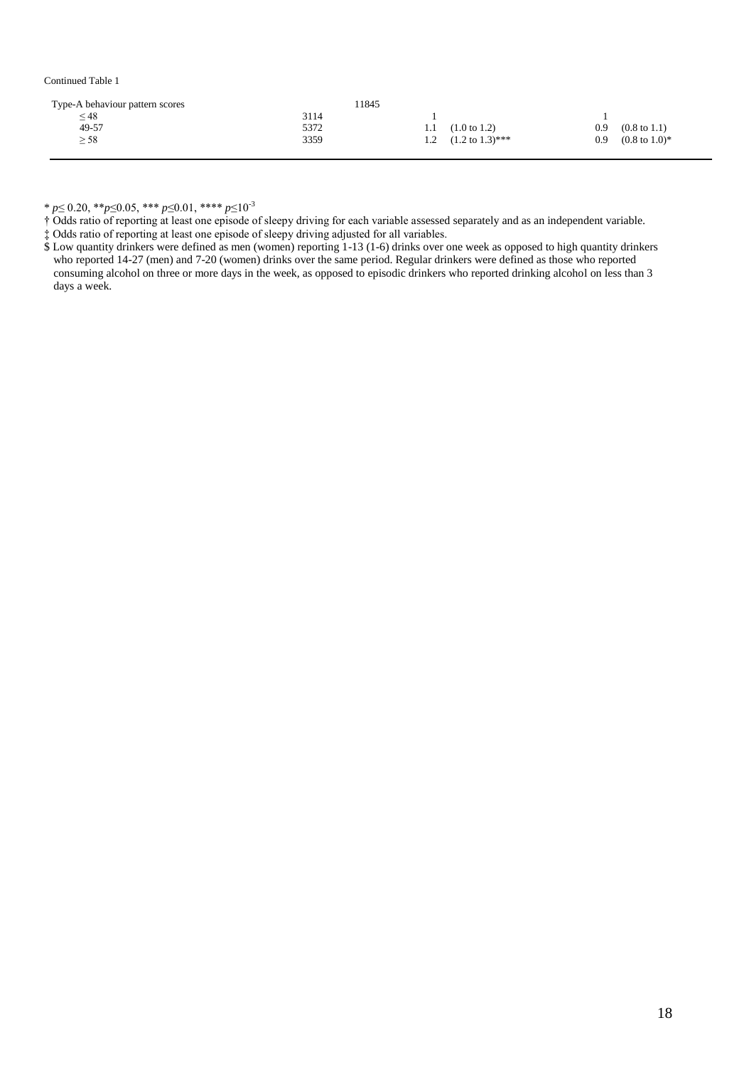Continued Table 1

| | | | | |
|---|---|---|---|---|
| Type-A behaviour pattern scores | | 11845 | | |
| ≤ 48 | 3114 | | 1 | 1 |
| 49-57 | 5372 | | 1.1 (1.0 to 1.2) | 0.9 (0.8 to 1.1) |
| ≥ 58 | 3359 | | 1.2 (1.2 to 1.3)*** | 0.9 (0.8 to 1.0)* |

* $p \leq 0.20$, ** $p \leq 0.05$, *** $p \leq 0.01$, **** $p \leq 10^{-3}$

† Odds ratio of reporting at least one episode of sleepy driving for each variable assessed separately and as an independent variable.

‡ Odds ratio of reporting at least one episode of sleepy driving adjusted for all variables.

$ Low quantity drinkers were defined as men (women) reporting 1-13 (1-6) drinks over one week as opposed to high quantity drinkers who reported 14-27 (men) and 7-20 (women) drinks over the same period. Regular drinkers were defined as those who reported consuming alcohol on three or more days in the week, as opposed to episodic drinkers who reported drinking alcohol on less than 3 days a week.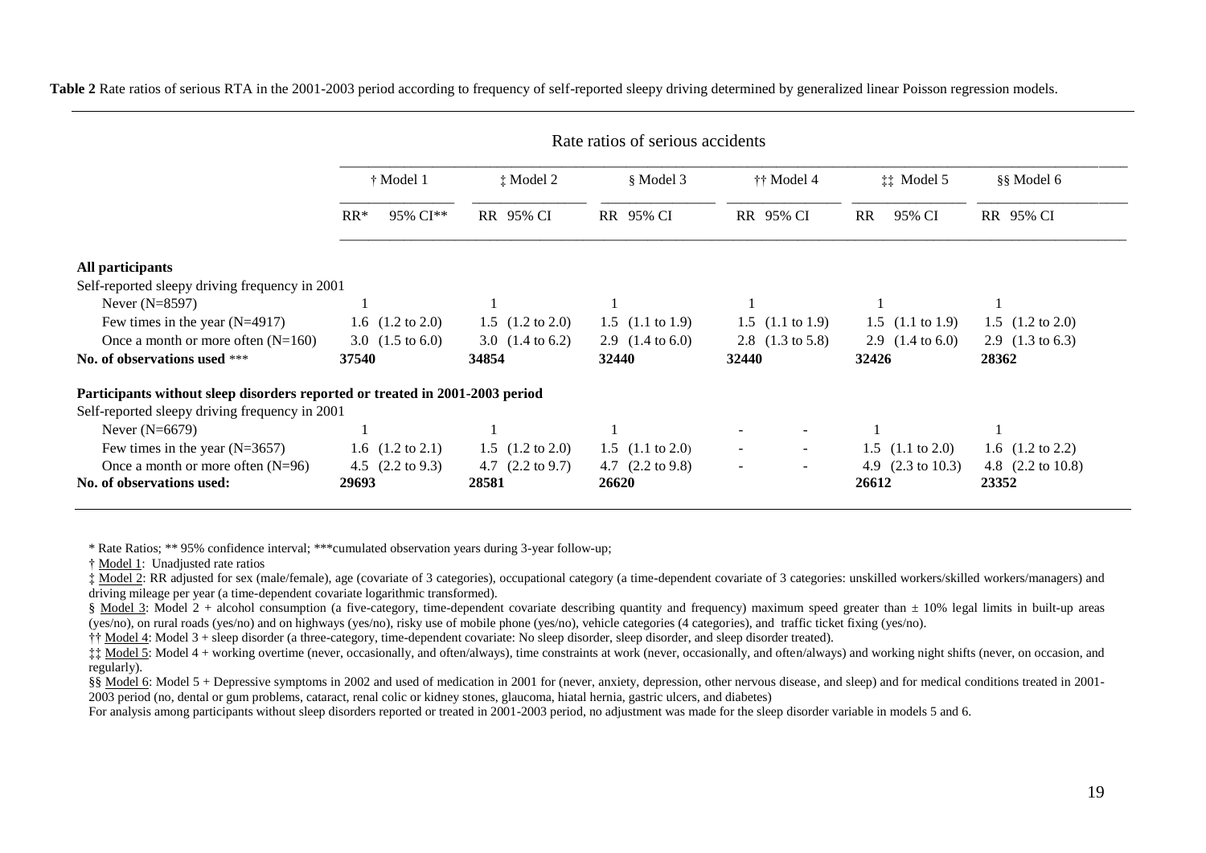**Table 2** Rate ratios of serious RTA in the 2001-2003 period according to frequency of self-reported sleepy driving determined by generalized linear Poisson regression models.

| | Rate ratios of serious accidents | | | | | | | | | | | |
|---|---|---|---|---|---|---|---|---|---|---|---|---|
| | † Model 1 | | ‡ Model 2 | | § Model 3 | | †† Model 4 | | ‡‡ Model 5 | | §§ Model 6 | |
| | RR* | 95% CI** | RR | 95% CI | RR | 95% CI | RR | 95% CI | RR | 95% CI | RR | 95% CI |
| **All participants** | | | | | | | | | | | | |
| Self-reported sleepy driving frequency in 2001 | | | | | | | | | | | | |
| Never (N=8597) | 1 | | 1 | | 1 | | 1 | | 1 | | 1 | |
| Few times in the year (N=4917) | 1.6 | (1.2 to 2.0) | 1.5 | (1.2 to 2.0) | 1.5 | (1.1 to 1.9) | 1.5 | (1.1 to 1.9) | 1.5 | (1.1 to 1.9) | 1.5 | (1.2 to 2.0) |
| Once a month or more often (N=160) | 3.0 | (1.5 to 6.0) | 3.0 | (1.4 to 6.2) | 2.9 | (1.4 to 6.0) | 2.8 | (1.3 to 5.8) | 2.9 | (1.4 to 6.0) | 2.9 | (1.3 to 6.3) |
| **No. of observations used** *** | **37540** | | **34854** | | **32440** | | **32440** | | **32426** | | **28362** | |
| **Participants without sleep disorders reported or treated in 2001-2003 period** | | | | | | | | | | | | |
| Self-reported sleepy driving frequency in 2001 | | | | | | | | | | | | |
| Never (N=6679) | 1 | | 1 | | 1 | | - | - | 1 | | 1 | |
| Few times in the year (N=3657) | 1.6 | (1.2 to 2.1) | 1.5 | (1.2 to 2.0) | 1.5 | (1.1 to 2.0) | - | - | 1.5 | (1.1 to 2.0) | 1.6 | (1.2 to 2.2) |
| Once a month or more often (N=96) | 4.5 | (2.2 to 9.3) | 4.7 | (2.2 to 9.7) | 4.7 | (2.2 to 9.8) | - | - | 4.9 | (2.3 to 10.3) | 4.8 | (2.2 to 10.8) |
| **No. of observations used:** | **29693** | | **28581** | | **26620** | | | | **26612** | | **23352** | |

\* Rate Ratios; ** 95% confidence interval; ***cumulated observation years during 3-year follow-up;

† Model 1: Unadjusted rate ratios

‡ Model 2: RR adjusted for sex (male/female), age (covariate of 3 categories), occupational category (a time-dependent covariate of 3 categories: unskilled workers/skilled workers/managers) and driving mileage per year (a time-dependent covariate logarithmic transformed).

§ Model 3: Model 2 + alcohol consumption (a five-category, time-dependent covariate describing quantity and frequency) maximum speed greater than ± 10% legal limits in built-up areas (yes/no), on rural roads (yes/no) and on highways (yes/no), risky use of mobile phone (yes/no), vehicle categories (4 categories), and traffic ticket fixing (yes/no).

†† Model 4: Model 3 + sleep disorder (a three-category, time-dependent covariate: No sleep disorder, sleep disorder, and sleep disorder treated).

‡‡ Model 5: Model 4 + working overtime (never, occasionally, and often/always), time constraints at work (never, occasionally, and often/always) and working night shifts (never, on occasion, and regularly).

§§ Model 6: Model 5 + Depressive symptoms in 2002 and used of medication in 2001 for (never, anxiety, depression, other nervous disease, and sleep) and for medical conditions treated in 2001-2003 period (no, dental or gum problems, cataract, renal colic or kidney stones, glaucoma, hiatal hernia, gastric ulcers, and diabetes)

For analysis among participants without sleep disorders reported or treated in 2001-2003 period, no adjustment was made for the sleep disorder variable in models 5 and 6.